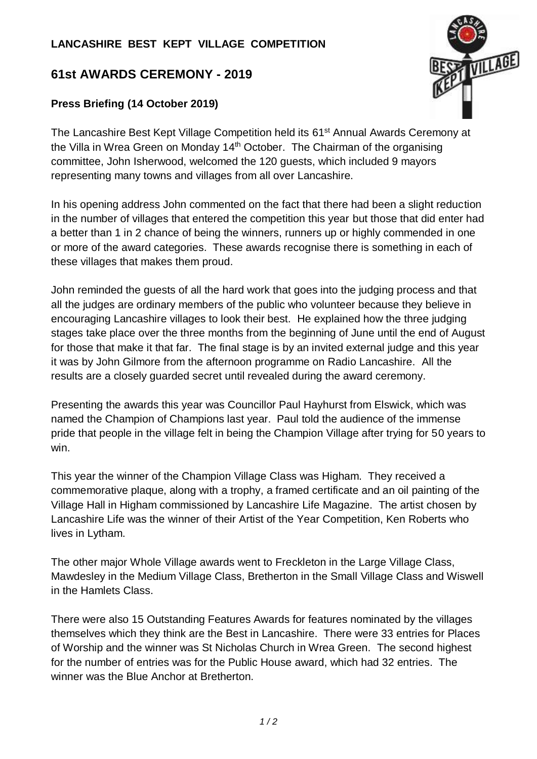**LANCASHIRE BEST KEPT VILLAGE COMPETITION**

## 61st AWARDS CEREMONY - 2019

**Press Briefing (14 October 2019)**

The Lancashire Best Kept Village Competition held its 61st Annual Awards Ceremony at the Villa in Wrea Green on Monday 14th October. The Chairman of the organising committee, John Isherwood, welcomed the 120 guests, which included 9 mayors representing many towns and villages from all over Lancashire.

In his opening address John commented on the fact that there had been a slight reduction in the number of villages that entered the competition this year but those that did enter had a better than 1 in 2 chance of being the winners, runners up or highly commended in one or more of the award categories. These awards recognise there is something in each of these villages that makes them proud.

John reminded the guests of all the hard work that goes into the judging process and that all the judges are ordinary members of the public who volunteer because they believe in encouraging Lancashire villages to look their best. He explained how the three judging stages take place over the three months from the beginning of June until the end of August for those that make it that far. The final stage is by an invited external judge and this year it was by John Gilmore from the afternoon programme on Radio Lancashire. All the results are a closely guarded secret until revealed during the award ceremony.

Presenting the awards this year was Councillor Paul Hayhurst from Elswick, which was named the Champion of Champions last year. Paul told the audience of the immense pride that people in the village felt in being the Champion Village after trying for 50 years to win.

This year the winner of the Champion Village Class was Higham. They received a commemorative plaque, along with a trophy, a framed certificate and an oil painting of the Village Hall in Higham commissioned by Lancashire Life Magazine. The artist chosen by Lancashire Life was the winner of their Artist of the Year Competition, Ken Roberts who lives in Lytham.

The other major Whole Village awards went to Freckleton in the Large Village Class, Mawdesley in the Medium Village Class, Bretherton in the Small Village Class and Wiswell in the Hamlets Class.

There were also 15 Outstanding Features Awards for features nominated by the villages themselves which they think are the Best in Lancashire. There were 33 entries for Places of Worship and the winner was St Nicholas Church in Wrea Green. The second highest for the number of entries was for the Public House award, which had 32 entries. The winner was the Blue Anchor at Bretherton.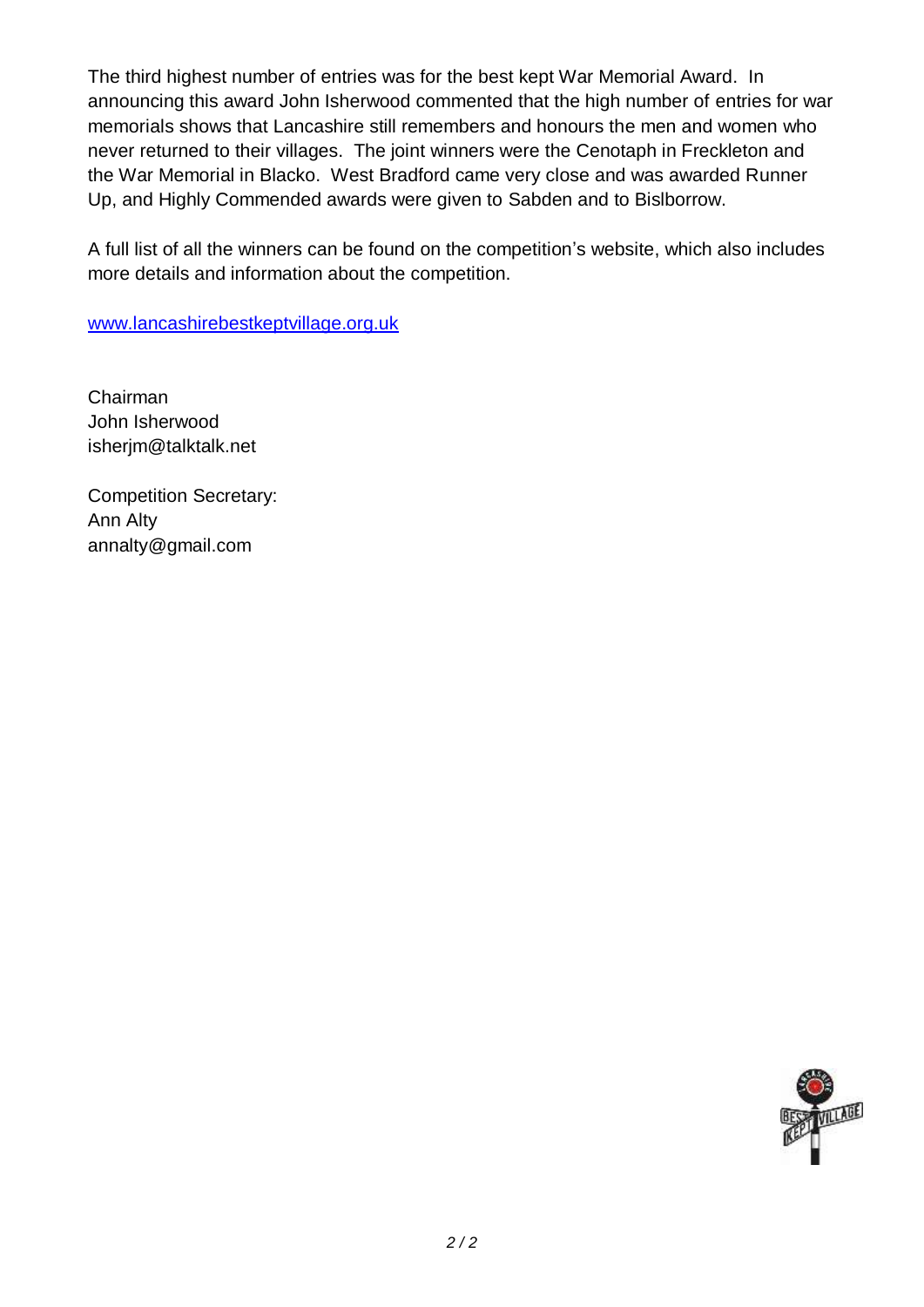The third highest number of entries was for the best kept War Memorial Award. In announcing this award John Isherwood commented that the high number of entries for war memorials shows that Lancashire still remembers and honours the men and women who never returned to their villages. The joint winners were the Cenotaph in Freckleton and the War Memorial in Blacko. West Bradford came very close and was awarded Runner Up, and Highly Commended awards were given to Sabden and to Bislborrow.

A full list of all the winners can be found on the competition's website, which also includes more details and information about the competition.

[www.lancashirebestkeptvillage.org.uk](http://www.lancashirebestkeptvillage.org.uk)

Chairman
John Isherwood
isherjm@talktalk.net

Competition Secretary:
Ann Alty
annalty@gmail.com